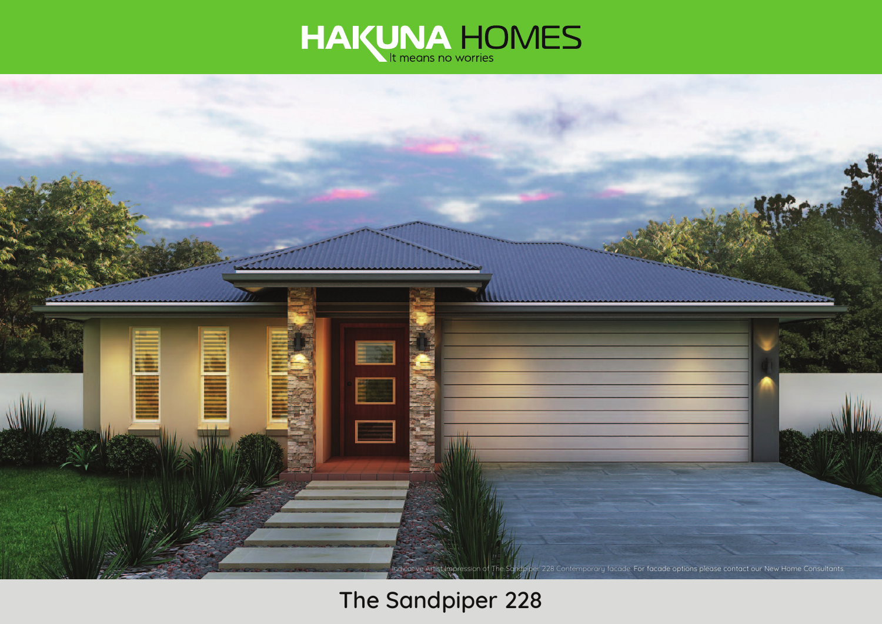# HAKUNA HOMES

It means no worries

Indicative Artist Impression of The Sandpiper 228 Contemporary facade. For facade options please contact our New Home Consultants.

## The Sandpiper 228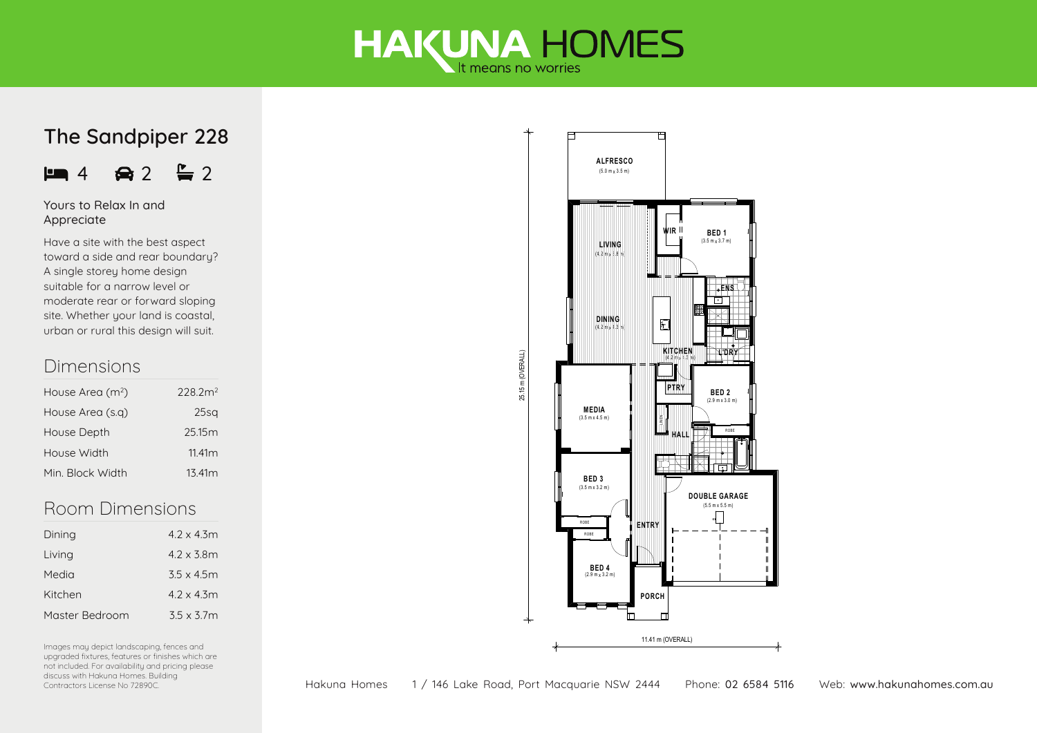# HAKUNA HOMES

It means no worries

## The Sandpiper 228

4 2 2

### Yours to Relax In and Appreciate

Have a site with the best aspect toward a side and rear boundary? A single storey home design suitable for a narrow level or moderate rear or forward sloping site. Whether your land is coastal, urban or rural this design will suit.

## Dimensions

| | |
|---|---|
| House Area ($m^2$) | $228.2m^2$ |
| House Area (s.q) | 25sq |
| House Depth | 25.15m |
| House Width | 11.41m |
| Min. Block Width | 13.41m |

## Room Dimensions

| | |
|---|---|
| Dining | 4.2 x 4.3m |
| Living | 4.2 x 3.8m |
| Media | 3.5 x 4.5m |
| Kitchen | 4.2 x 4.3m |
| Master Bedroom | 3.5 x 3.7m |

Images may depict landscaping, fences and upgraded fixtures, features or finishes which are not included. For availability and pricing please discuss with Hakuna Homes. Building Contractors License No 72890C.

ALFRESCO
(5.0 m x 3.5 m)

LIVING
(4.2 m x 3.8 m)

WIR

BED 1
(3.5 m x 3.7 m)

ENS

DINING
(4.2 m x 4.3 m)

KITCHEN
(4.2 m x 4.3 m)

L'DRY

PTRY

BED 2
(2.9 m x 3.0 m)

MEDIA
(3.5 m x 4.5 m)

LINEN

HALL

ROBE

BED 3
(3.5 m x 3.2 m)

DOUBLE GARAGE
(5.5 m x 5.5 m)

ROBE

ROBE

ENTRY

BED 4
(2.9 m x 3.2 m)

PORCH

25.15 m (OVERALL)

11.41 m (OVERALL)

Hakuna Homes 1 / 146 Lake Road, Port Macquarie NSW 2444 Phone: 02 6584 5116 Web: www.hakunahomes.com.au